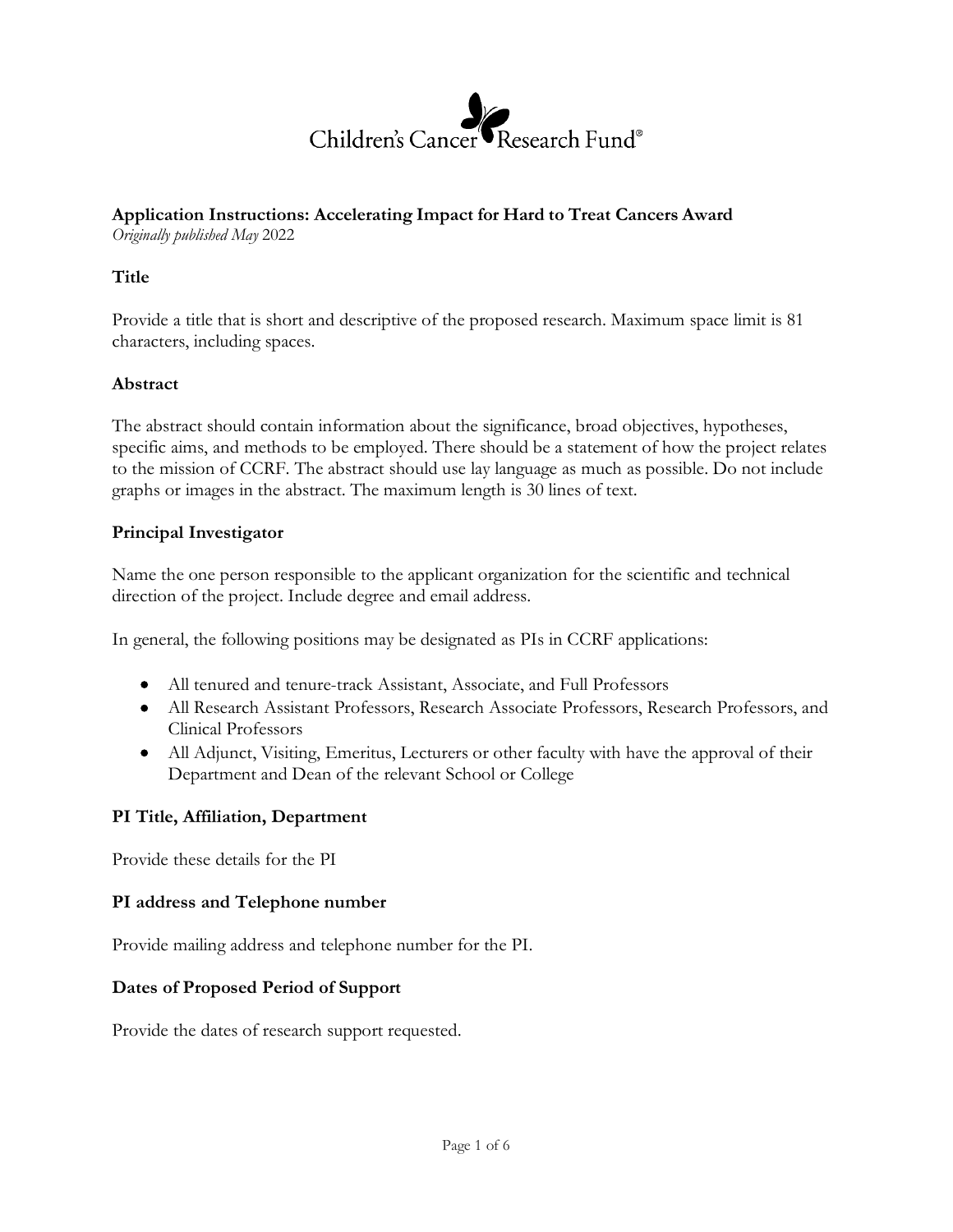Children's Cancer Research Fund®

**Application Instructions: Accelerating Impact for Hard to Treat Cancers Award**
*Originally published May* 2022

**Title**

Provide a title that is short and descriptive of the proposed research. Maximum space limit is 81 characters, including spaces.

**Abstract**

The abstract should contain information about the significance, broad objectives, hypotheses, specific aims, and methods to be employed. There should be a statement of how the project relates to the mission of CCRF. The abstract should use lay language as much as possible. Do not include graphs or images in the abstract. The maximum length is 30 lines of text.

**Principal Investigator**

Name the one person responsible to the applicant organization for the scientific and technical direction of the project. Include degree and email address.

In general, the following positions may be designated as PIs in CCRF applications:

- All tenured and tenure-track Assistant, Associate, and Full Professors
- All Research Assistant Professors, Research Associate Professors, Research Professors, and Clinical Professors
- All Adjunct, Visiting, Emeritus, Lecturers or other faculty with have the approval of their Department and Dean of the relevant School or College

**PI Title, Affiliation, Department**

Provide these details for the PI

**PI address and Telephone number**

Provide mailing address and telephone number for the PI.

**Dates of Proposed Period of Support**

Provide the dates of research support requested.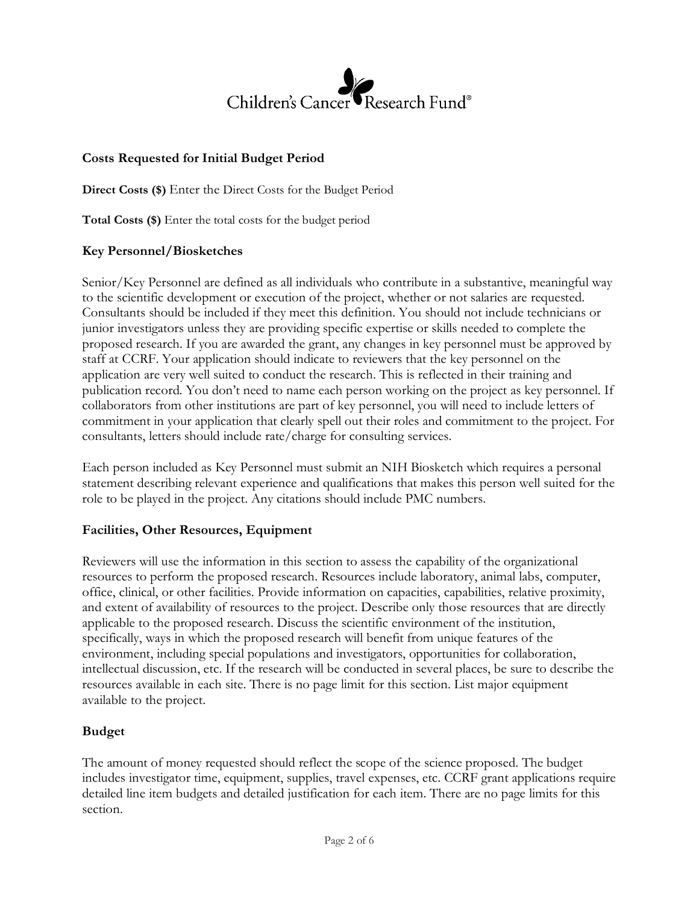**Costs Requested for Initial Budget Period**

**Direct Costs ($)** Enter the Direct Costs for the Budget Period

**Total Costs ($)** Enter the total costs for the budget period

## Key Personnel/Biosketches

Senior/Key Personnel are defined as all individuals who contribute in a substantive, meaningful way to the scientific development or execution of the project, whether or not salaries are requested. Consultants should be included if they meet this definition. You should not include technicians or junior investigators unless they are providing specific expertise or skills needed to complete the proposed research. If you are awarded the grant, any changes in key personnel must be approved by staff at CCRF. Your application should indicate to reviewers that the key personnel on the application are very well suited to conduct the research. This is reflected in their training and publication record. You don't need to name each person working on the project as key personnel. If collaborators from other institutions are part of key personnel, you will need to include letters of commitment in your application that clearly spell out their roles and commitment to the project. For consultants, letters should include rate/charge for consulting services.

Each person included as Key Personnel must submit an NIH Biosketch which requires a personal statement describing relevant experience and qualifications that makes this person well suited for the role to be played in the project. Any citations should include PMC numbers.

## Facilities, Other Resources, Equipment

Reviewers will use the information in this section to assess the capability of the organizational resources to perform the proposed research. Resources include laboratory, animal labs, computer, office, clinical, or other facilities. Provide information on capacities, capabilities, relative proximity, and extent of availability of resources to the project. Describe only those resources that are directly applicable to the proposed research. Discuss the scientific environment of the institution, specifically, ways in which the proposed research will benefit from unique features of the environment, including special populations and investigators, opportunities for collaboration, intellectual discussion, etc. If the research will be conducted in several places, be sure to describe the resources available in each site. There is no page limit for this section. List major equipment available to the project.

## Budget

The amount of money requested should reflect the scope of the science proposed. The budget includes investigator time, equipment, supplies, travel expenses, etc. CCRF grant applications require detailed line item budgets and detailed justification for each item. There are no page limits for this section.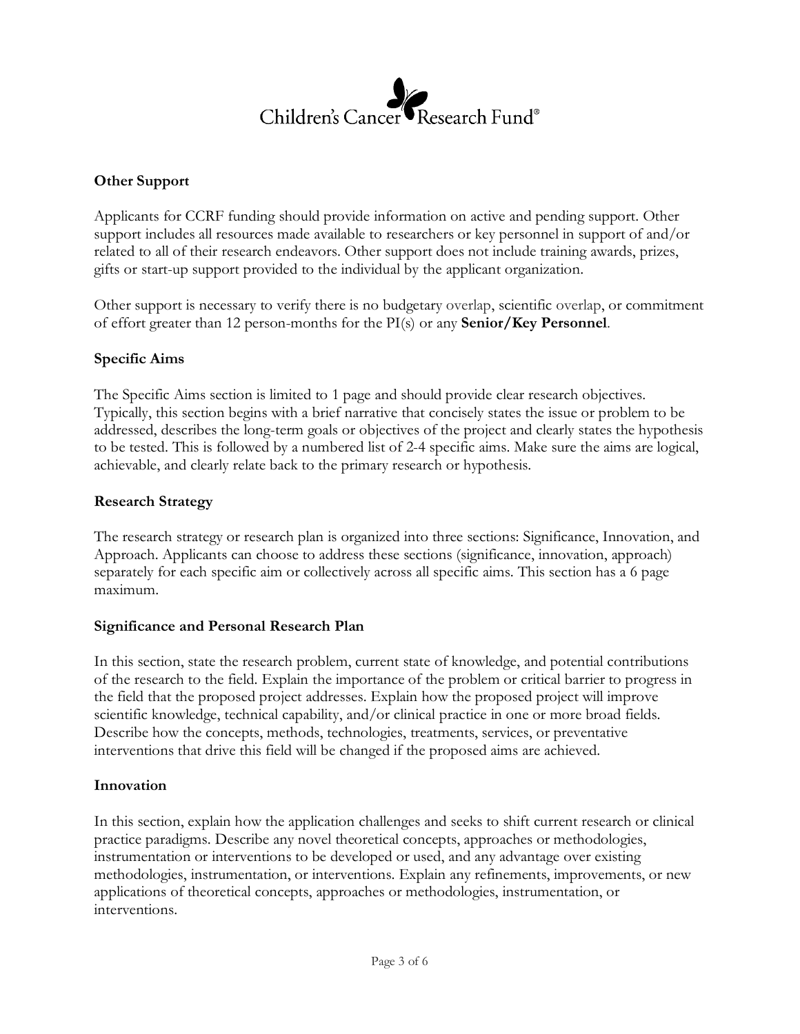## Other Support

Applicants for CCRF funding should provide information on active and pending support. Other support includes all resources made available to researchers or key personnel in support of and/or related to all of their research endeavors. Other support does not include training awards, prizes, gifts or start-up support provided to the individual by the applicant organization.

Other support is necessary to verify there is no budgetary overlap, scientific overlap, or commitment of effort greater than 12 person-months for the PI(s) or any **Senior/Key Personnel**.

## Specific Aims

The Specific Aims section is limited to 1 page and should provide clear research objectives. Typically, this section begins with a brief narrative that concisely states the issue or problem to be addressed, describes the long-term goals or objectives of the project and clearly states the hypothesis to be tested. This is followed by a numbered list of 2-4 specific aims. Make sure the aims are logical, achievable, and clearly relate back to the primary research or hypothesis.

## Research Strategy

The research strategy or research plan is organized into three sections: Significance, Innovation, and Approach. Applicants can choose to address these sections (significance, innovation, approach) separately for each specific aim or collectively across all specific aims. This section has a 6 page maximum.

## Significance and Personal Research Plan

In this section, state the research problem, current state of knowledge, and potential contributions of the research to the field. Explain the importance of the problem or critical barrier to progress in the field that the proposed project addresses. Explain how the proposed project will improve scientific knowledge, technical capability, and/or clinical practice in one or more broad fields. Describe how the concepts, methods, technologies, treatments, services, or preventative interventions that drive this field will be changed if the proposed aims are achieved.

## Innovation

In this section, explain how the application challenges and seeks to shift current research or clinical practice paradigms. Describe any novel theoretical concepts, approaches or methodologies, instrumentation or interventions to be developed or used, and any advantage over existing methodologies, instrumentation, or interventions. Explain any refinements, improvements, or new applications of theoretical concepts, approaches or methodologies, instrumentation, or interventions.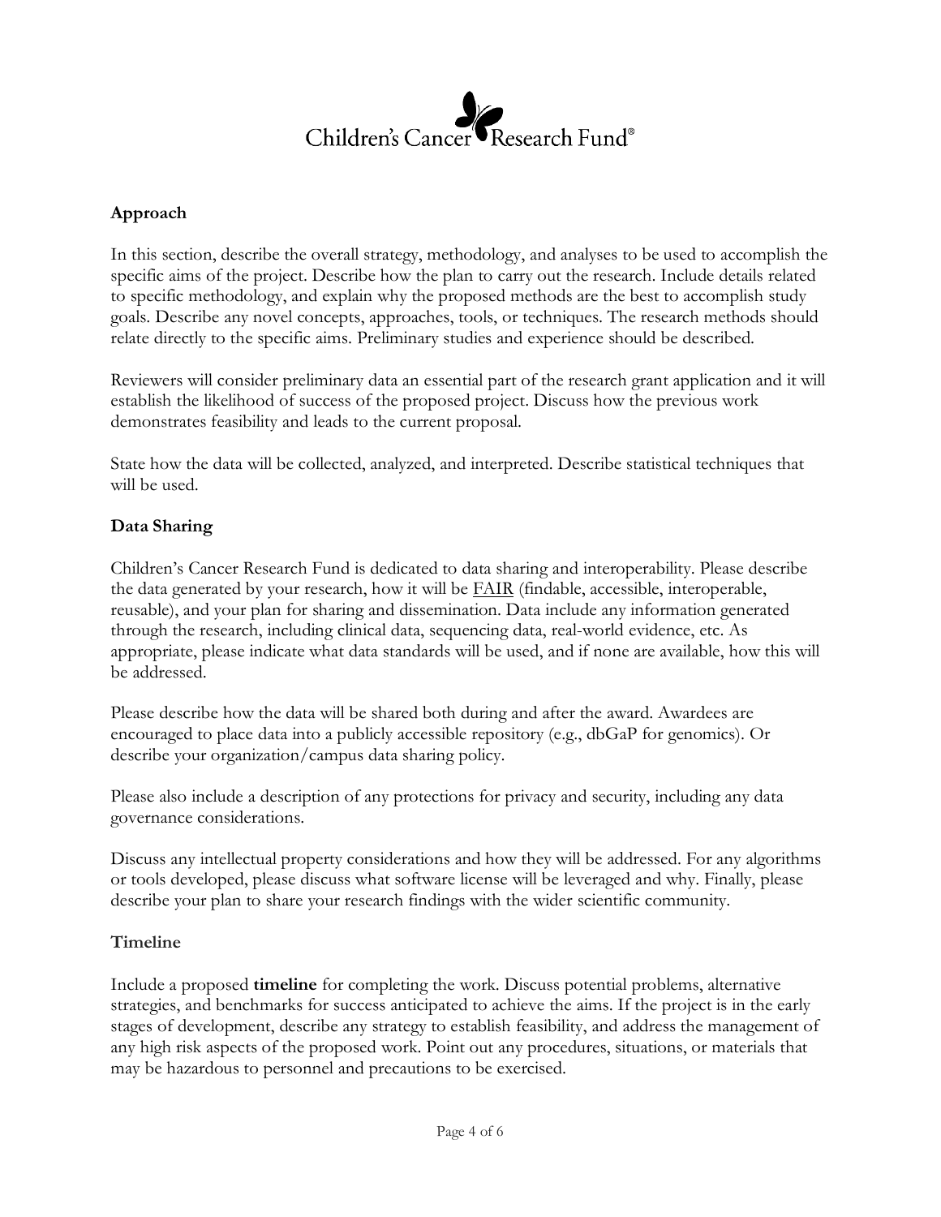## Approach

In this section, describe the overall strategy, methodology, and analyses to be used to accomplish the specific aims of the project. Describe how the plan to carry out the research. Include details related to specific methodology, and explain why the proposed methods are the best to accomplish study goals. Describe any novel concepts, approaches, tools, or techniques. The research methods should relate directly to the specific aims. Preliminary studies and experience should be described.

Reviewers will consider preliminary data an essential part of the research grant application and it will establish the likelihood of success of the proposed project. Discuss how the previous work demonstrates feasibility and leads to the current proposal.

State how the data will be collected, analyzed, and interpreted. Describe statistical techniques that will be used.

## Data Sharing

Children's Cancer Research Fund is dedicated to data sharing and interoperability. Please describe the data generated by your research, how it will be FAIR (findable, accessible, interoperable, reusable), and your plan for sharing and dissemination. Data include any information generated through the research, including clinical data, sequencing data, real-world evidence, etc. As appropriate, please indicate what data standards will be used, and if none are available, how this will be addressed.

Please describe how the data will be shared both during and after the award. Awardees are encouraged to place data into a publicly accessible repository (e.g., dbGaP for genomics). Or describe your organization/campus data sharing policy.

Please also include a description of any protections for privacy and security, including any data governance considerations.

Discuss any intellectual property considerations and how they will be addressed. For any algorithms or tools developed, please discuss what software license will be leveraged and why. Finally, please describe your plan to share your research findings with the wider scientific community.

## Timeline

Include a proposed **timeline** for completing the work. Discuss potential problems, alternative strategies, and benchmarks for success anticipated to achieve the aims. If the project is in the early stages of development, describe any strategy to establish feasibility, and address the management of any high risk aspects of the proposed work. Point out any procedures, situations, or materials that may be hazardous to personnel and precautions to be exercised.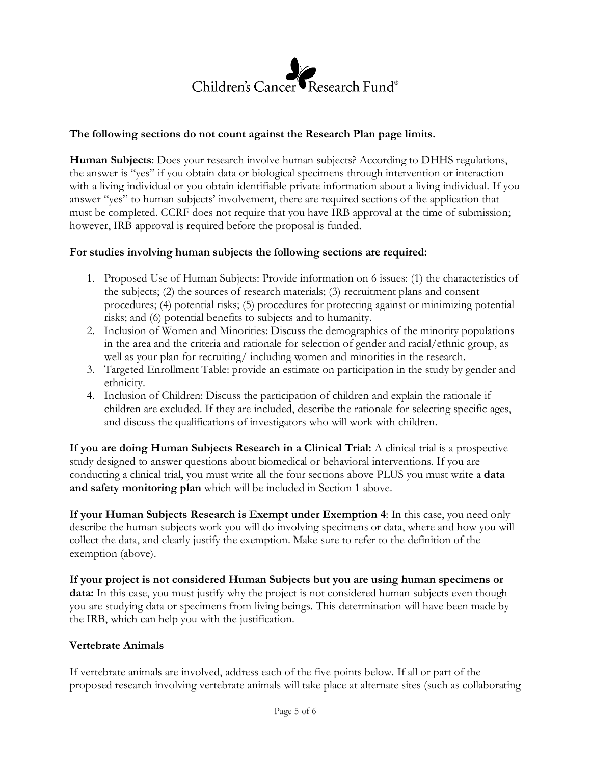**The following sections do not count against the Research Plan page limits.**

**Human Subjects**: Does your research involve human subjects? According to DHHS regulations, the answer is "yes" if you obtain data or biological specimens through intervention or interaction with a living individual or you obtain identifiable private information about a living individual. If you answer "yes" to human subjects' involvement, there are required sections of the application that must be completed. CCRF does not require that you have IRB approval at the time of submission; however, IRB approval is required before the proposal is funded.

**For studies involving human subjects the following sections are required:**

1. Proposed Use of Human Subjects: Provide information on 6 issues: (1) the characteristics of the subjects; (2) the sources of research materials; (3) recruitment plans and consent procedures; (4) potential risks; (5) procedures for protecting against or minimizing potential risks; and (6) potential benefits to subjects and to humanity.
2. Inclusion of Women and Minorities: Discuss the demographics of the minority populations in the area and the criteria and rationale for selection of gender and racial/ethnic group, as well as your plan for recruiting/ including women and minorities in the research.
3. Targeted Enrollment Table: provide an estimate on participation in the study by gender and ethnicity.
4. Inclusion of Children: Discuss the participation of children and explain the rationale if children are excluded. If they are included, describe the rationale for selecting specific ages, and discuss the qualifications of investigators who will work with children.

**If you are doing Human Subjects Research in a Clinical Trial:** A clinical trial is a prospective study designed to answer questions about biomedical or behavioral interventions. If you are conducting a clinical trial, you must write all the four sections above PLUS you must write a **data and safety monitoring plan** which will be included in Section 1 above.

**If your Human Subjects Research is Exempt under Exemption 4**: In this case, you need only describe the human subjects work you will do involving specimens or data, where and how you will collect the data, and clearly justify the exemption. Make sure to refer to the definition of the exemption (above).

**If your project is not considered Human Subjects but you are using human specimens or data:** In this case, you must justify why the project is not considered human subjects even though you are studying data or specimens from living beings. This determination will have been made by the IRB, which can help you with the justification.

**Vertebrate Animals**

If vertebrate animals are involved, address each of the five points below. If all or part of the proposed research involving vertebrate animals will take place at alternate sites (such as collaborating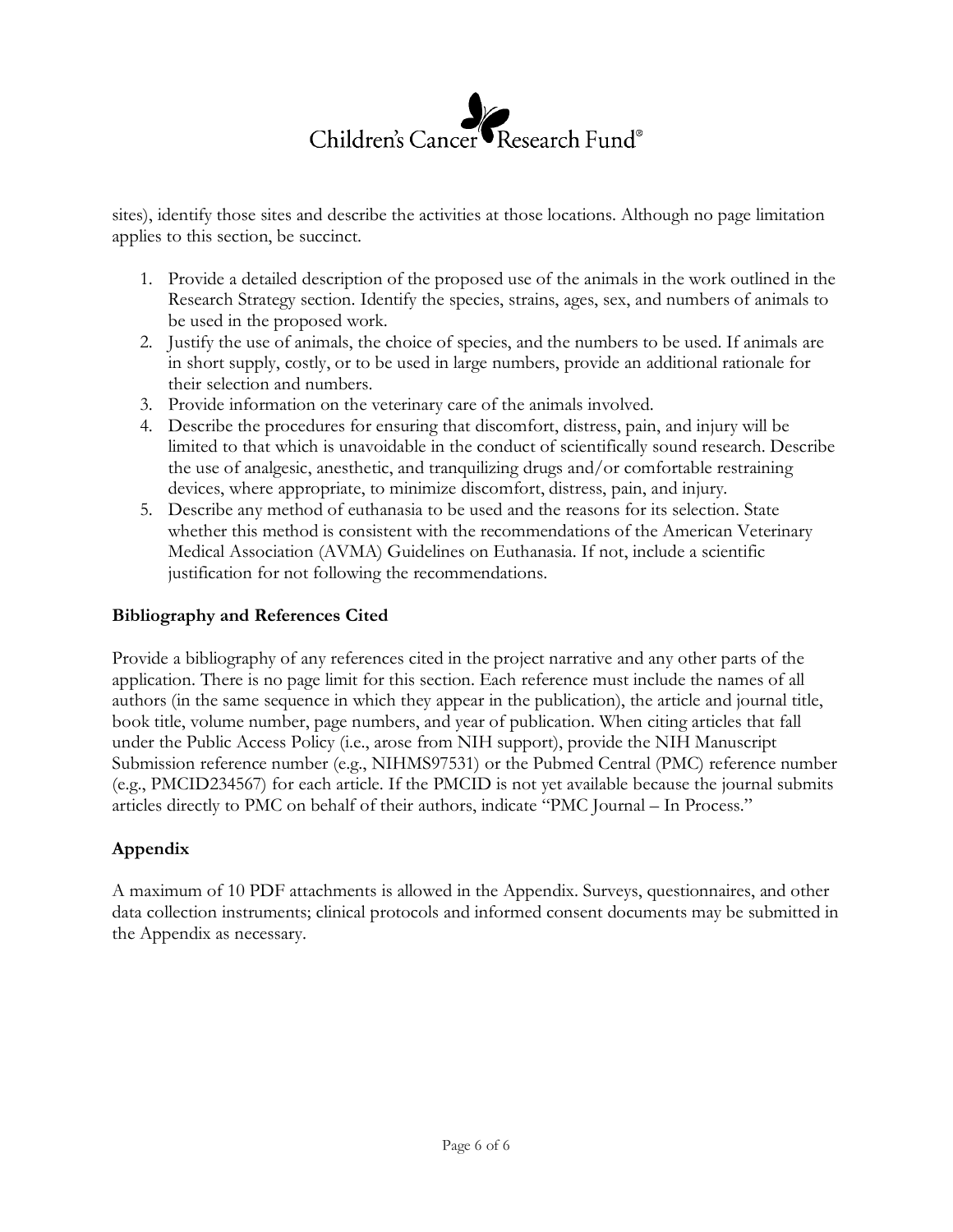sites), identify those sites and describe the activities at those locations. Although no page limitation applies to this section, be succinct.

1. Provide a detailed description of the proposed use of the animals in the work outlined in the Research Strategy section. Identify the species, strains, ages, sex, and numbers of animals to be used in the proposed work.
2. Justify the use of animals, the choice of species, and the numbers to be used. If animals are in short supply, costly, or to be used in large numbers, provide an additional rationale for their selection and numbers.
3. Provide information on the veterinary care of the animals involved.
4. Describe the procedures for ensuring that discomfort, distress, pain, and injury will be limited to that which is unavoidable in the conduct of scientifically sound research. Describe the use of analgesic, anesthetic, and tranquilizing drugs and/or comfortable restraining devices, where appropriate, to minimize discomfort, distress, pain, and injury.
5. Describe any method of euthanasia to be used and the reasons for its selection. State whether this method is consistent with the recommendations of the American Veterinary Medical Association (AVMA) Guidelines on Euthanasia. If not, include a scientific justification for not following the recommendations.

**Bibliography and References Cited**

Provide a bibliography of any references cited in the project narrative and any other parts of the application. There is no page limit for this section. Each reference must include the names of all authors (in the same sequence in which they appear in the publication), the article and journal title, book title, volume number, page numbers, and year of publication. When citing articles that fall under the Public Access Policy (i.e., arose from NIH support), provide the NIH Manuscript Submission reference number (e.g., NIHMS97531) or the Pubmed Central (PMC) reference number (e.g., PMCID234567) for each article. If the PMCID is not yet available because the journal submits articles directly to PMC on behalf of their authors, indicate "PMC Journal – In Process."

**Appendix**

A maximum of 10 PDF attachments is allowed in the Appendix. Surveys, questionnaires, and other data collection instruments; clinical protocols and informed consent documents may be submitted in the Appendix as necessary.